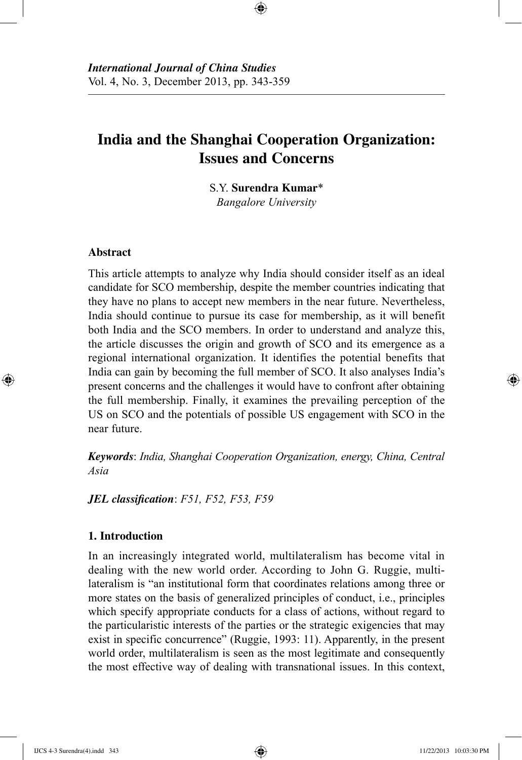*International Journal of China Studies*
Vol. 4, No. 3, December 2013, pp. 343-359

# India and the Shanghai Cooperation Organization: Issues and Concerns

S.Y. **Surendra Kumar***
*Bangalore University*

### Abstract

This article attempts to analyze why India should consider itself as an ideal candidate for SCO membership, despite the member countries indicating that they have no plans to accept new members in the near future. Nevertheless, India should continue to pursue its case for membership, as it will benefit both India and the SCO members. In order to understand and analyze this, the article discusses the origin and growth of SCO and its emergence as a regional international organization. It identifies the potential benefits that India can gain by becoming the full member of SCO. It also analyses India's present concerns and the challenges it would have to confront after obtaining the full membership. Finally, it examines the prevailing perception of the US on SCO and the potentials of possible US engagement with SCO in the near future.

***Keywords***: *India, Shanghai Cooperation Organization, energy, China, Central Asia*

***JEL classification***: *F51, F52, F53, F59*

### 1. Introduction

In an increasingly integrated world, multilateralism has become vital in dealing with the new world order. According to John G. Ruggie, multilateralism is "an institutional form that coordinates relations among three or more states on the basis of generalized principles of conduct, i.e., principles which specify appropriate conducts for a class of actions, without regard to the particularistic interests of the parties or the strategic exigencies that may exist in specific concurrence" (Ruggie, 1993: 11). Apparently, in the present world order, multilateralism is seen as the most legitimate and consequently the most effective way of dealing with transnational issues. In this context,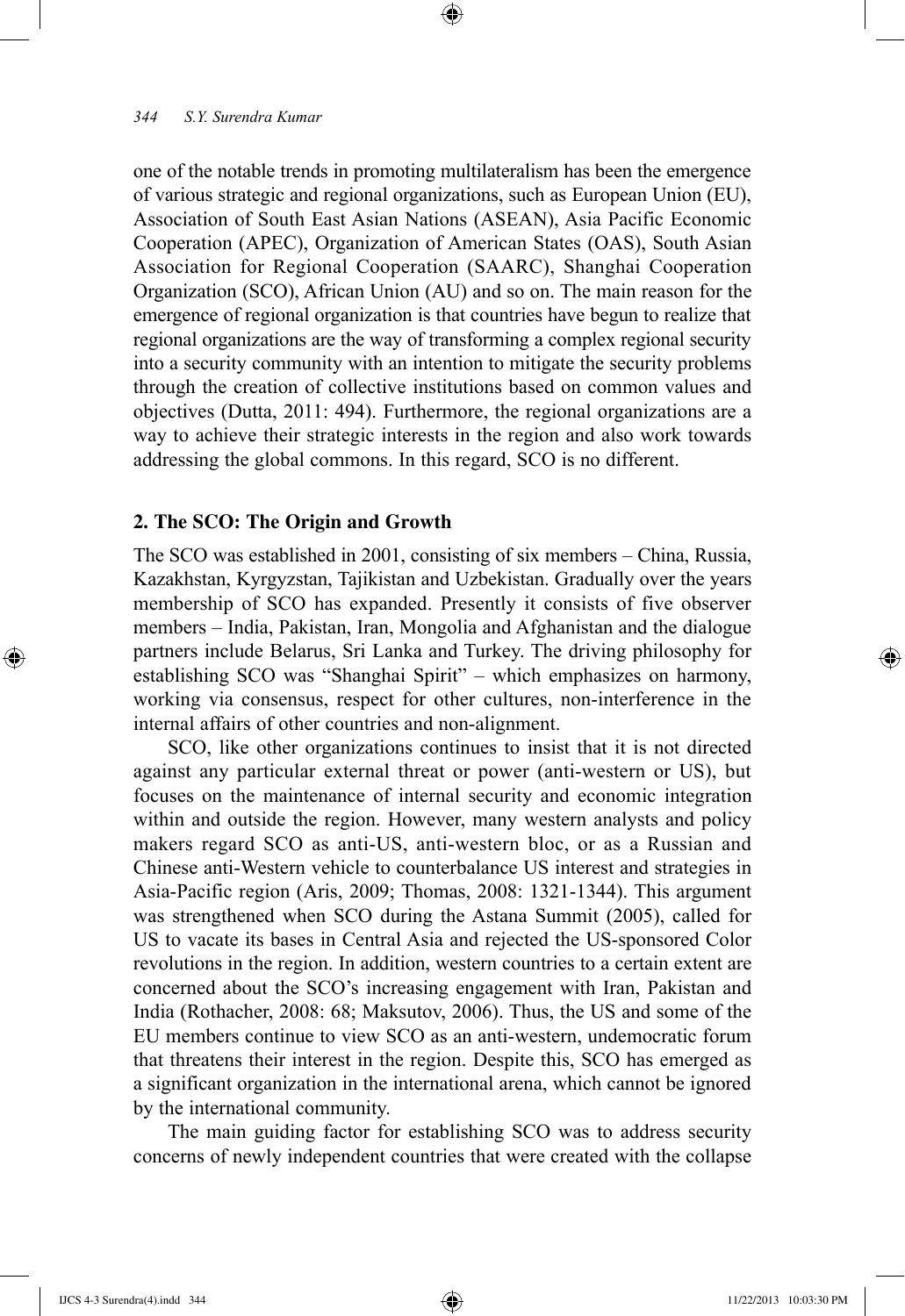one of the notable trends in promoting multilateralism has been the emergence of various strategic and regional organizations, such as European Union (EU), Association of South East Asian Nations (ASEAN), Asia Pacific Economic Cooperation (APEC), Organization of American States (OAS), South Asian Association for Regional Cooperation (SAARC), Shanghai Cooperation Organization (SCO), African Union (AU) and so on. The main reason for the emergence of regional organization is that countries have begun to realize that regional organizations are the way of transforming a complex regional security into a security community with an intention to mitigate the security problems through the creation of collective institutions based on common values and objectives (Dutta, 2011: 494). Furthermore, the regional organizations are a way to achieve their strategic interests in the region and also work towards addressing the global commons. In this regard, SCO is no different.

## 2. The SCO: The Origin and Growth

The SCO was established in 2001, consisting of six members – China, Russia, Kazakhstan, Kyrgyzstan, Tajikistan and Uzbekistan. Gradually over the years membership of SCO has expanded. Presently it consists of five observer members – India, Pakistan, Iran, Mongolia and Afghanistan and the dialogue partners include Belarus, Sri Lanka and Turkey. The driving philosophy for establishing SCO was "Shanghai Spirit" – which emphasizes on harmony, working via consensus, respect for other cultures, non-interference in the internal affairs of other countries and non-alignment.

SCO, like other organizations continues to insist that it is not directed against any particular external threat or power (anti-western or US), but focuses on the maintenance of internal security and economic integration within and outside the region. However, many western analysts and policy makers regard SCO as anti-US, anti-western bloc, or as a Russian and Chinese anti-Western vehicle to counterbalance US interest and strategies in Asia-Pacific region (Aris, 2009; Thomas, 2008: 1321-1344). This argument was strengthened when SCO during the Astana Summit (2005), called for US to vacate its bases in Central Asia and rejected the US-sponsored Color revolutions in the region. In addition, western countries to a certain extent are concerned about the SCO's increasing engagement with Iran, Pakistan and India (Rothacher, 2008: 68; Maksutov, 2006). Thus, the US and some of the EU members continue to view SCO as an anti-western, undemocratic forum that threatens their interest in the region. Despite this, SCO has emerged as a significant organization in the international arena, which cannot be ignored by the international community.

The main guiding factor for establishing SCO was to address security concerns of newly independent countries that were created with the collapse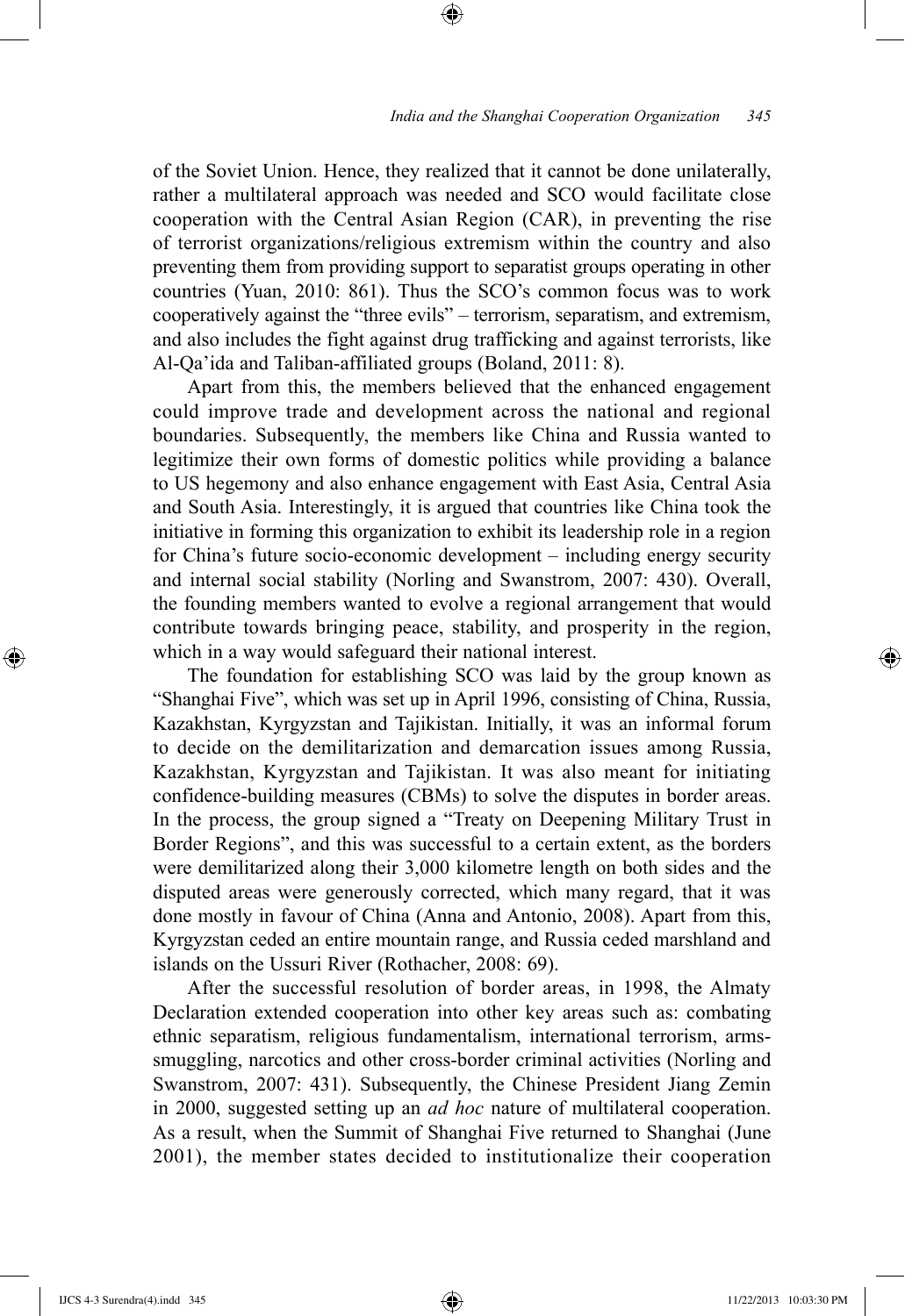of the Soviet Union. Hence, they realized that it cannot be done unilaterally, rather a multilateral approach was needed and SCO would facilitate close cooperation with the Central Asian Region (CAR), in preventing the rise of terrorist organizations/religious extremism within the country and also preventing them from providing support to separatist groups operating in other countries (Yuan, 2010: 861). Thus the SCO's common focus was to work cooperatively against the "three evils" – terrorism, separatism, and extremism, and also includes the fight against drug trafficking and against terrorists, like Al-Qa'ida and Taliban-affiliated groups (Boland, 2011: 8).

Apart from this, the members believed that the enhanced engagement could improve trade and development across the national and regional boundaries. Subsequently, the members like China and Russia wanted to legitimize their own forms of domestic politics while providing a balance to US hegemony and also enhance engagement with East Asia, Central Asia and South Asia. Interestingly, it is argued that countries like China took the initiative in forming this organization to exhibit its leadership role in a region for China's future socio-economic development – including energy security and internal social stability (Norling and Swanstrom, 2007: 430). Overall, the founding members wanted to evolve a regional arrangement that would contribute towards bringing peace, stability, and prosperity in the region, which in a way would safeguard their national interest.

The foundation for establishing SCO was laid by the group known as "Shanghai Five", which was set up in April 1996, consisting of China, Russia, Kazakhstan, Kyrgyzstan and Tajikistan. Initially, it was an informal forum to decide on the demilitarization and demarcation issues among Russia, Kazakhstan, Kyrgyzstan and Tajikistan. It was also meant for initiating confidence-building measures (CBMs) to solve the disputes in border areas. In the process, the group signed a "Treaty on Deepening Military Trust in Border Regions", and this was successful to a certain extent, as the borders were demilitarized along their 3,000 kilometre length on both sides and the disputed areas were generously corrected, which many regard, that it was done mostly in favour of China (Anna and Antonio, 2008). Apart from this, Kyrgyzstan ceded an entire mountain range, and Russia ceded marshland and islands on the Ussuri River (Rothacher, 2008: 69).

After the successful resolution of border areas, in 1998, the Almaty Declaration extended cooperation into other key areas such as: combating ethnic separatism, religious fundamentalism, international terrorism, arms-smuggling, narcotics and other cross-border criminal activities (Norling and Swanstrom, 2007: 431). Subsequently, the Chinese President Jiang Zemin in 2000, suggested setting up an *ad hoc* nature of multilateral cooperation. As a result, when the Summit of Shanghai Five returned to Shanghai (June 2001), the member states decided to institutionalize their cooperation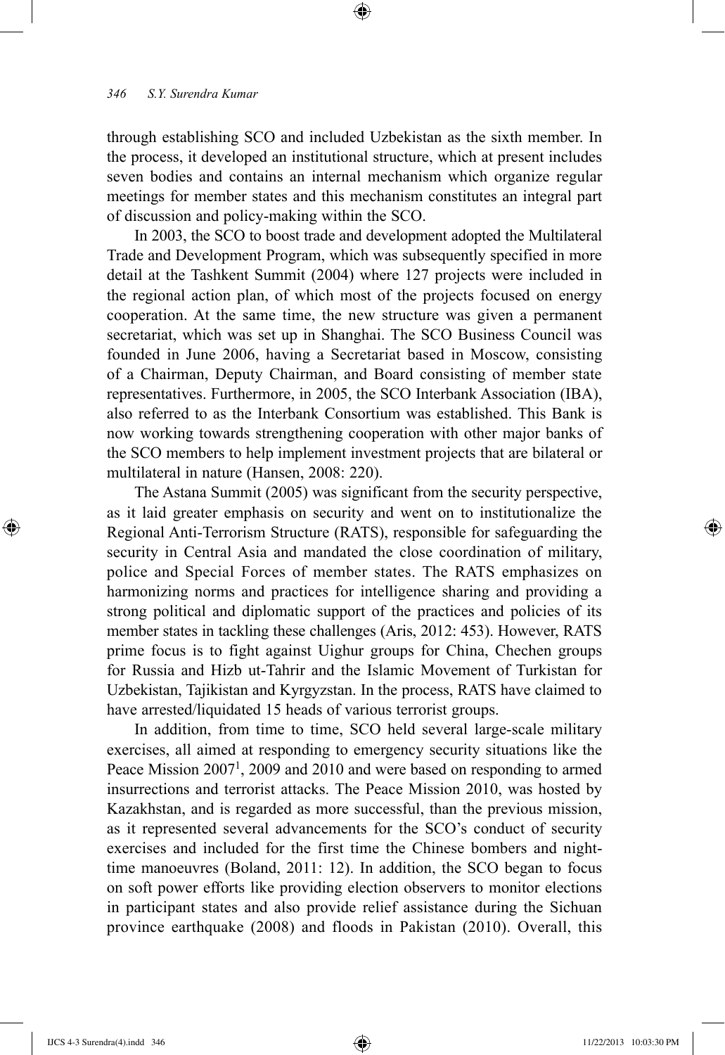through establishing SCO and included Uzbekistan as the sixth member. In the process, it developed an institutional structure, which at present includes seven bodies and contains an internal mechanism which organize regular meetings for member states and this mechanism constitutes an integral part of discussion and policy-making within the SCO.

In 2003, the SCO to boost trade and development adopted the Multilateral Trade and Development Program, which was subsequently specified in more detail at the Tashkent Summit (2004) where 127 projects were included in the regional action plan, of which most of the projects focused on energy cooperation. At the same time, the new structure was given a permanent secretariat, which was set up in Shanghai. The SCO Business Council was founded in June 2006, having a Secretariat based in Moscow, consisting of a Chairman, Deputy Chairman, and Board consisting of member state representatives. Furthermore, in 2005, the SCO Interbank Association (IBA), also referred to as the Interbank Consortium was established. This Bank is now working towards strengthening cooperation with other major banks of the SCO members to help implement investment projects that are bilateral or multilateral in nature (Hansen, 2008: 220).

The Astana Summit (2005) was significant from the security perspective, as it laid greater emphasis on security and went on to institutionalize the Regional Anti-Terrorism Structure (RATS), responsible for safeguarding the security in Central Asia and mandated the close coordination of military, police and Special Forces of member states. The RATS emphasizes on harmonizing norms and practices for intelligence sharing and providing a strong political and diplomatic support of the practices and policies of its member states in tackling these challenges (Aris, 2012: 453). However, RATS prime focus is to fight against Uighur groups for China, Chechen groups for Russia and Hizb ut-Tahrir and the Islamic Movement of Turkistan for Uzbekistan, Tajikistan and Kyrgyzstan. In the process, RATS have claimed to have arrested/liquidated 15 heads of various terrorist groups.

In addition, from time to time, SCO held several large-scale military exercises, all aimed at responding to emergency security situations like the Peace Mission 2007[1], 2009 and 2010 and were based on responding to armed insurrections and terrorist attacks. The Peace Mission 2010, was hosted by Kazakhstan, and is regarded as more successful, than the previous mission, as it represented several advancements for the SCO's conduct of security exercises and included for the first time the Chinese bombers and night-time manoeuvres (Boland, 2011: 12). In addition, the SCO began to focus on soft power efforts like providing election observers to monitor elections in participant states and also provide relief assistance during the Sichuan province earthquake (2008) and floods in Pakistan (2010). Overall, this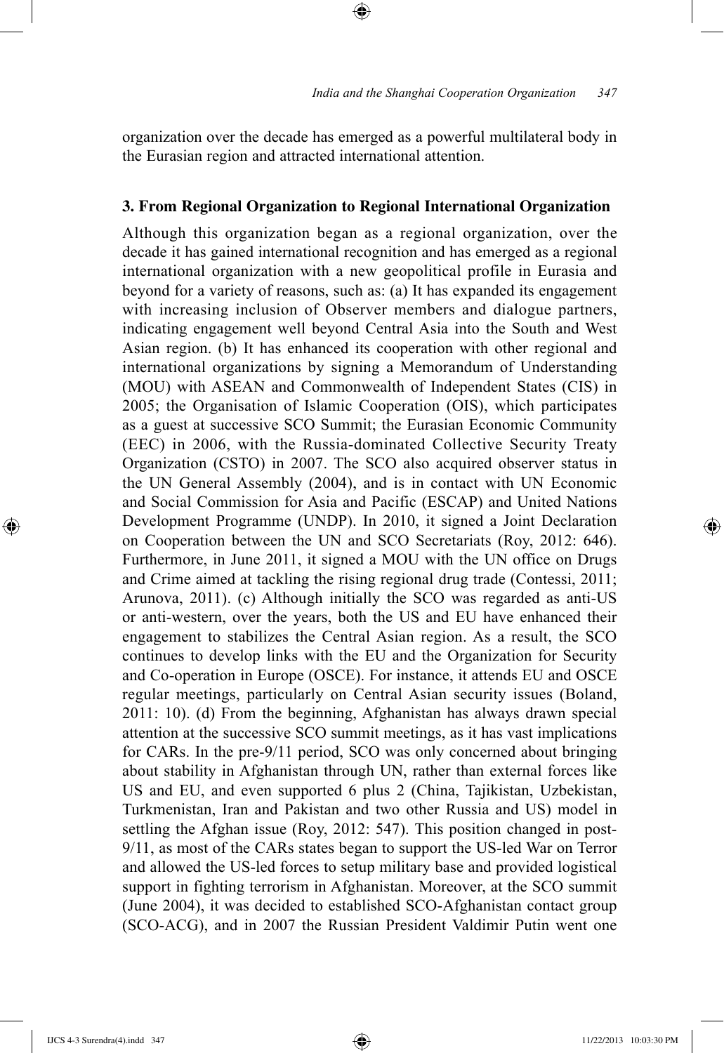organization over the decade has emerged as a powerful multilateral body in the Eurasian region and attracted international attention.

### 3. From Regional Organization to Regional International Organization

Although this organization began as a regional organization, over the decade it has gained international recognition and has emerged as a regional international organization with a new geopolitical profile in Eurasia and beyond for a variety of reasons, such as: (a) It has expanded its engagement with increasing inclusion of Observer members and dialogue partners, indicating engagement well beyond Central Asia into the South and West Asian region. (b) It has enhanced its cooperation with other regional and international organizations by signing a Memorandum of Understanding (MOU) with ASEAN and Commonwealth of Independent States (CIS) in 2005; the Organisation of Islamic Cooperation (OIS), which participates as a guest at successive SCO Summit; the Eurasian Economic Community (EEC) in 2006, with the Russia-dominated Collective Security Treaty Organization (CSTO) in 2007. The SCO also acquired observer status in the UN General Assembly (2004), and is in contact with UN Economic and Social Commission for Asia and Pacific (ESCAP) and United Nations Development Programme (UNDP). In 2010, it signed a Joint Declaration on Cooperation between the UN and SCO Secretariats (Roy, 2012: 646). Furthermore, in June 2011, it signed a MOU with the UN office on Drugs and Crime aimed at tackling the rising regional drug trade (Contessi, 2011; Arunova, 2011). (c) Although initially the SCO was regarded as anti-US or anti-western, over the years, both the US and EU have enhanced their engagement to stabilizes the Central Asian region. As a result, the SCO continues to develop links with the EU and the Organization for Security and Co-operation in Europe (OSCE). For instance, it attends EU and OSCE regular meetings, particularly on Central Asian security issues (Boland, 2011: 10). (d) From the beginning, Afghanistan has always drawn special attention at the successive SCO summit meetings, as it has vast implications for CARs. In the pre-9/11 period, SCO was only concerned about bringing about stability in Afghanistan through UN, rather than external forces like US and EU, and even supported 6 plus 2 (China, Tajikistan, Uzbekistan, Turkmenistan, Iran and Pakistan and two other Russia and US) model in settling the Afghan issue (Roy, 2012: 547). This position changed in post-9/11, as most of the CARs states began to support the US-led War on Terror and allowed the US-led forces to setup military base and provided logistical support in fighting terrorism in Afghanistan. Moreover, at the SCO summit (June 2004), it was decided to established SCO-Afghanistan contact group (SCO-ACG), and in 2007 the Russian President Valdimir Putin went one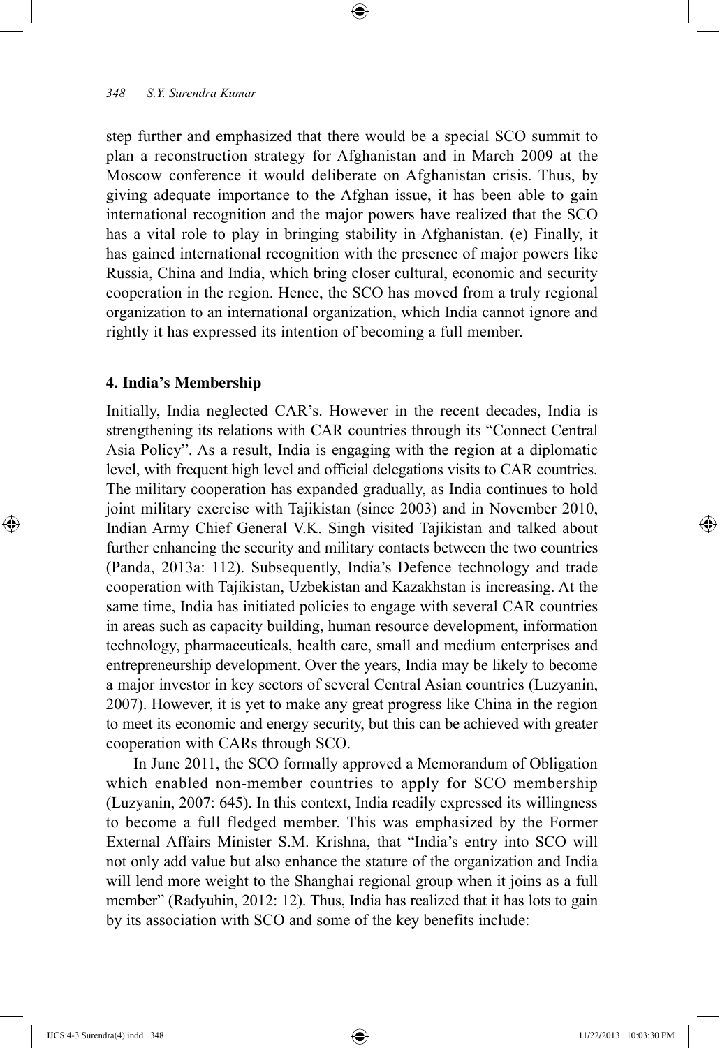step further and emphasized that there would be a special SCO summit to plan a reconstruction strategy for Afghanistan and in March 2009 at the Moscow conference it would deliberate on Afghanistan crisis. Thus, by giving adequate importance to the Afghan issue, it has been able to gain international recognition and the major powers have realized that the SCO has a vital role to play in bringing stability in Afghanistan. (e) Finally, it has gained international recognition with the presence of major powers like Russia, China and India, which bring closer cultural, economic and security cooperation in the region. Hence, the SCO has moved from a truly regional organization to an international organization, which India cannot ignore and rightly it has expressed its intention of becoming a full member.

## 4. India's Membership

Initially, India neglected CAR's. However in the recent decades, India is strengthening its relations with CAR countries through its "Connect Central Asia Policy". As a result, India is engaging with the region at a diplomatic level, with frequent high level and official delegations visits to CAR countries. The military cooperation has expanded gradually, as India continues to hold joint military exercise with Tajikistan (since 2003) and in November 2010, Indian Army Chief General V.K. Singh visited Tajikistan and talked about further enhancing the security and military contacts between the two countries (Panda, 2013a: 112). Subsequently, India's Defence technology and trade cooperation with Tajikistan, Uzbekistan and Kazakhstan is increasing. At the same time, India has initiated policies to engage with several CAR countries in areas such as capacity building, human resource development, information technology, pharmaceuticals, health care, small and medium enterprises and entrepreneurship development. Over the years, India may be likely to become a major investor in key sectors of several Central Asian countries (Luzyanin, 2007). However, it is yet to make any great progress like China in the region to meet its economic and energy security, but this can be achieved with greater cooperation with CARs through SCO.

In June 2011, the SCO formally approved a Memorandum of Obligation which enabled non-member countries to apply for SCO membership (Luzyanin, 2007: 645). In this context, India readily expressed its willingness to become a full fledged member. This was emphasized by the Former External Affairs Minister S.M. Krishna, that "India's entry into SCO will not only add value but also enhance the stature of the organization and India will lend more weight to the Shanghai regional group when it joins as a full member" (Radyuhin, 2012: 12). Thus, India has realized that it has lots to gain by its association with SCO and some of the key benefits include: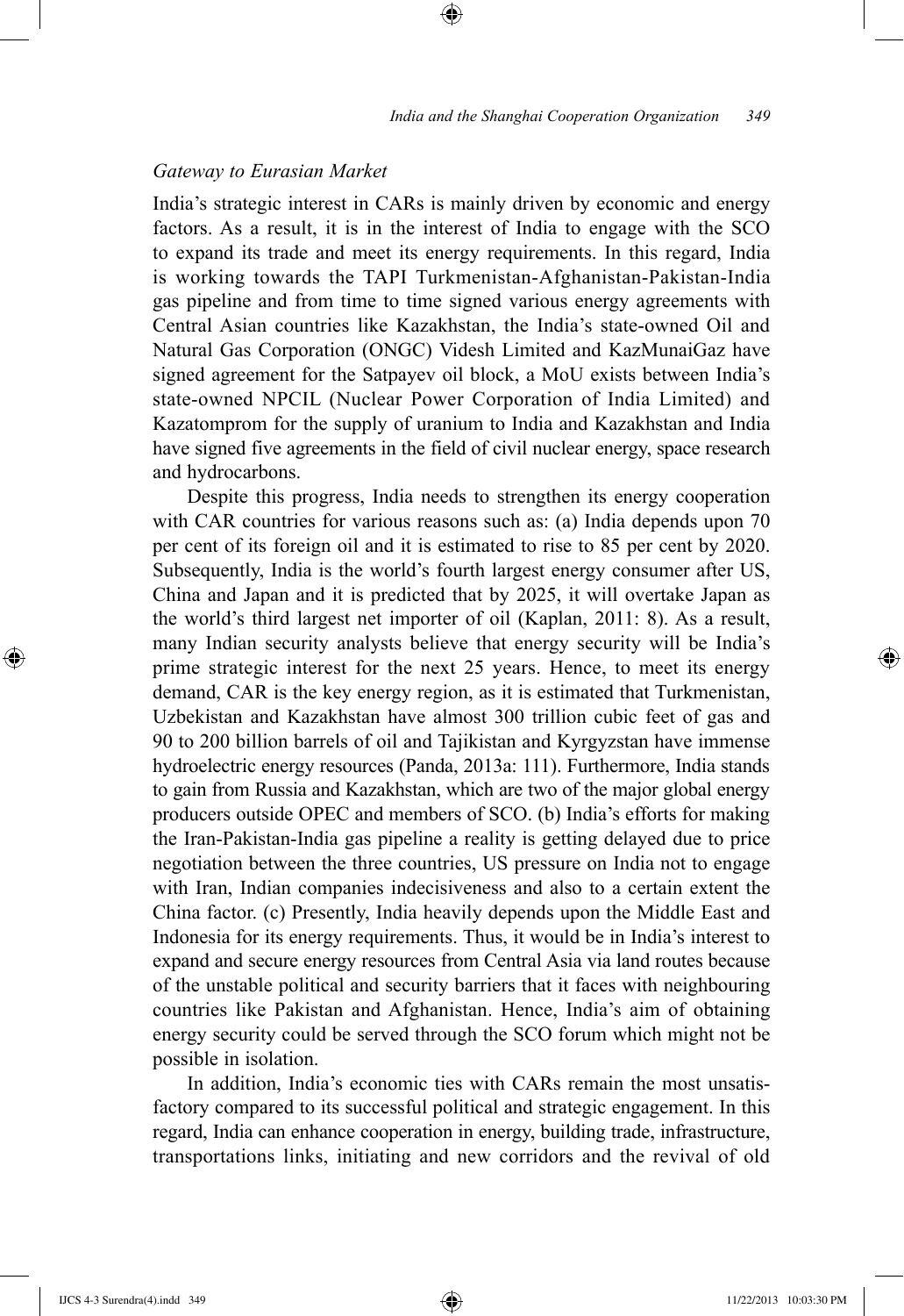### *Gateway to Eurasian Market*

India's strategic interest in CARs is mainly driven by economic and energy factors. As a result, it is in the interest of India to engage with the SCO to expand its trade and meet its energy requirements. In this regard, India is working towards the TAPI Turkmenistan-Afghanistan-Pakistan-India gas pipeline and from time to time signed various energy agreements with Central Asian countries like Kazakhstan, the India's state-owned Oil and Natural Gas Corporation (ONGC) Videsh Limited and KazMunaiGaz have signed agreement for the Satpayev oil block, a MoU exists between India's state-owned NPCIL (Nuclear Power Corporation of India Limited) and Kazatomprom for the supply of uranium to India and Kazakhstan and India have signed five agreements in the field of civil nuclear energy, space research and hydrocarbons.

Despite this progress, India needs to strengthen its energy cooperation with CAR countries for various reasons such as: (a) India depends upon 70 per cent of its foreign oil and it is estimated to rise to 85 per cent by 2020. Subsequently, India is the world's fourth largest energy consumer after US, China and Japan and it is predicted that by 2025, it will overtake Japan as the world's third largest net importer of oil (Kaplan, 2011: 8). As a result, many Indian security analysts believe that energy security will be India's prime strategic interest for the next 25 years. Hence, to meet its energy demand, CAR is the key energy region, as it is estimated that Turkmenistan, Uzbekistan and Kazakhstan have almost 300 trillion cubic feet of gas and 90 to 200 billion barrels of oil and Tajikistan and Kyrgyzstan have immense hydroelectric energy resources (Panda, 2013a: 111). Furthermore, India stands to gain from Russia and Kazakhstan, which are two of the major global energy producers outside OPEC and members of SCO. (b) India's efforts for making the Iran-Pakistan-India gas pipeline a reality is getting delayed due to price negotiation between the three countries, US pressure on India not to engage with Iran, Indian companies indecisiveness and also to a certain extent the China factor. (c) Presently, India heavily depends upon the Middle East and Indonesia for its energy requirements. Thus, it would be in India's interest to expand and secure energy resources from Central Asia via land routes because of the unstable political and security barriers that it faces with neighbouring countries like Pakistan and Afghanistan. Hence, India's aim of obtaining energy security could be served through the SCO forum which might not be possible in isolation.

In addition, India's economic ties with CARs remain the most unsatisfactory compared to its successful political and strategic engagement. In this regard, India can enhance cooperation in energy, building trade, infrastructure, transportations links, initiating and new corridors and the revival of old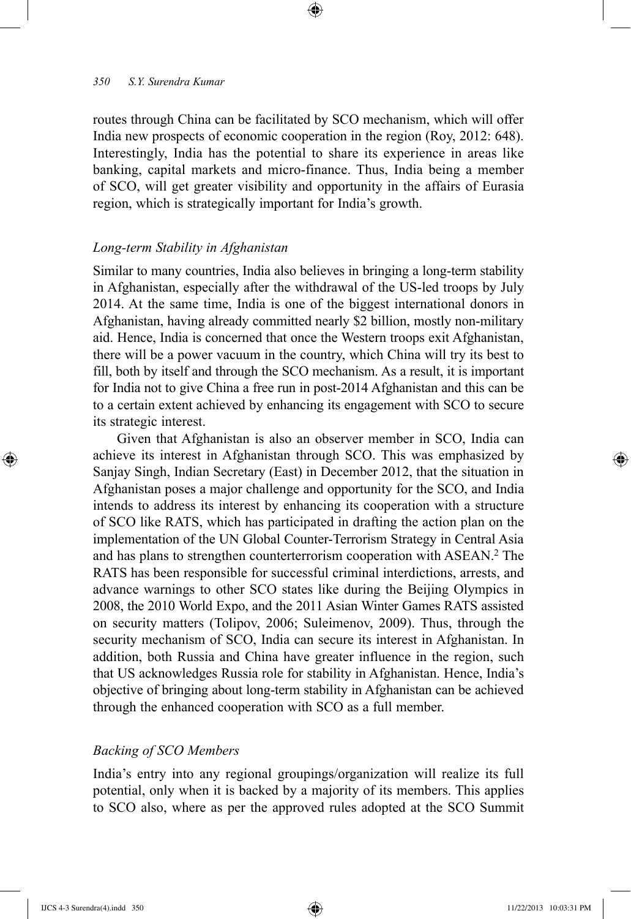routes through China can be facilitated by SCO mechanism, which will offer India new prospects of economic cooperation in the region (Roy, 2012: 648). Interestingly, India has the potential to share its experience in areas like banking, capital markets and micro-finance. Thus, India being a member of SCO, will get greater visibility and opportunity in the affairs of Eurasia region, which is strategically important for India's growth.

### *Long-term Stability in Afghanistan*

Similar to many countries, India also believes in bringing a long-term stability in Afghanistan, especially after the withdrawal of the US-led troops by July 2014. At the same time, India is one of the biggest international donors in Afghanistan, having already committed nearly $2 billion, mostly non-military aid. Hence, India is concerned that once the Western troops exit Afghanistan, there will be a power vacuum in the country, which China will try its best to fill, both by itself and through the SCO mechanism. As a result, it is important for India not to give China a free run in post-2014 Afghanistan and this can be to a certain extent achieved by enhancing its engagement with SCO to secure its strategic interest.

Given that Afghanistan is also an observer member in SCO, India can achieve its interest in Afghanistan through SCO. This was emphasized by Sanjay Singh, Indian Secretary (East) in December 2012, that the situation in Afghanistan poses a major challenge and opportunity for the SCO, and India intends to address its interest by enhancing its cooperation with a structure of SCO like RATS, which has participated in drafting the action plan on the implementation of the UN Global Counter-Terrorism Strategy in Central Asia and has plans to strengthen counterterrorism cooperation with ASEAN.[2] The RATS has been responsible for successful criminal interdictions, arrests, and advance warnings to other SCO states like during the Beijing Olympics in 2008, the 2010 World Expo, and the 2011 Asian Winter Games RATS assisted on security matters (Tolipov, 2006; Suleimenov, 2009). Thus, through the security mechanism of SCO, India can secure its interest in Afghanistan. In addition, both Russia and China have greater influence in the region, such that US acknowledges Russia role for stability in Afghanistan. Hence, India's objective of bringing about long-term stability in Afghanistan can be achieved through the enhanced cooperation with SCO as a full member.

### *Backing of SCO Members*

India's entry into any regional groupings/organization will realize its full potential, only when it is backed by a majority of its members. This applies to SCO also, where as per the approved rules adopted at the SCO Summit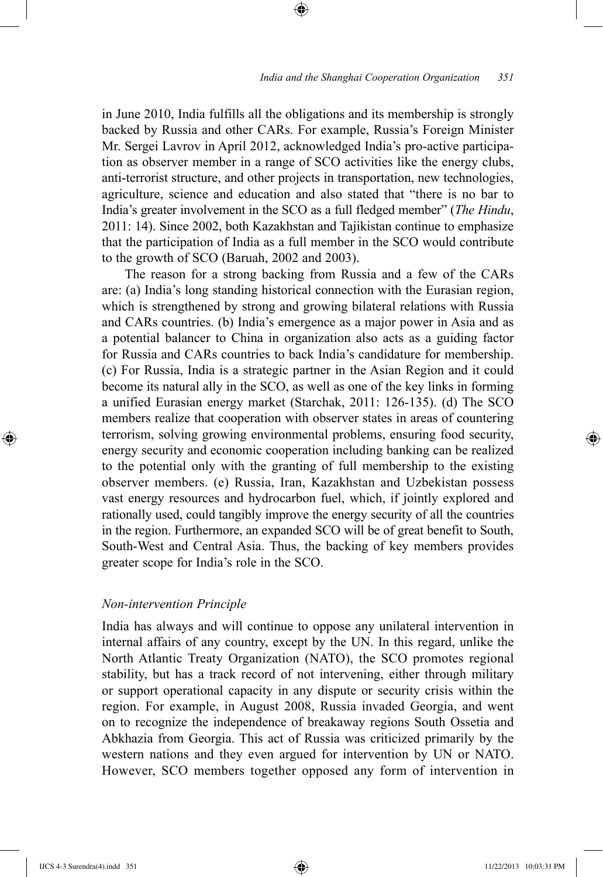in June 2010, India fulfills all the obligations and its membership is strongly backed by Russia and other CARs. For example, Russia's Foreign Minister Mr. Sergei Lavrov in April 2012, acknowledged India's pro-active participation as observer member in a range of SCO activities like the energy clubs, anti-terrorist structure, and other projects in transportation, new technologies, agriculture, science and education and also stated that "there is no bar to India's greater involvement in the SCO as a full fledged member" (*The Hindu*, 2011: 14). Since 2002, both Kazakhstan and Tajikistan continue to emphasize that the participation of India as a full member in the SCO would contribute to the growth of SCO (Baruah, 2002 and 2003).

The reason for a strong backing from Russia and a few of the CARs are: (a) India's long standing historical connection with the Eurasian region, which is strengthened by strong and growing bilateral relations with Russia and CARs countries. (b) India's emergence as a major power in Asia and as a potential balancer to China in organization also acts as a guiding factor for Russia and CARs countries to back India's candidature for membership. (c) For Russia, India is a strategic partner in the Asian Region and it could become its natural ally in the SCO, as well as one of the key links in forming a unified Eurasian energy market (Starchak, 2011: 126-135). (d) The SCO members realize that cooperation with observer states in areas of countering terrorism, solving growing environmental problems, ensuring food security, energy security and economic cooperation including banking can be realized to the potential only with the granting of full membership to the existing observer members. (e) Russia, Iran, Kazakhstan and Uzbekistan possess vast energy resources and hydrocarbon fuel, which, if jointly explored and rationally used, could tangibly improve the energy security of all the countries in the region. Furthermore, an expanded SCO will be of great benefit to South, South-West and Central Asia. Thus, the backing of key members provides greater scope for India's role in the SCO.

### *Non-intervention Principle*

India has always and will continue to oppose any unilateral intervention in internal affairs of any country, except by the UN. In this regard, unlike the North Atlantic Treaty Organization (NATO), the SCO promotes regional stability, but has a track record of not intervening, either through military or support operational capacity in any dispute or security crisis within the region. For example, in August 2008, Russia invaded Georgia, and went on to recognize the independence of breakaway regions South Ossetia and Abkhazia from Georgia. This act of Russia was criticized primarily by the western nations and they even argued for intervention by UN or NATO. However, SCO members together opposed any form of intervention in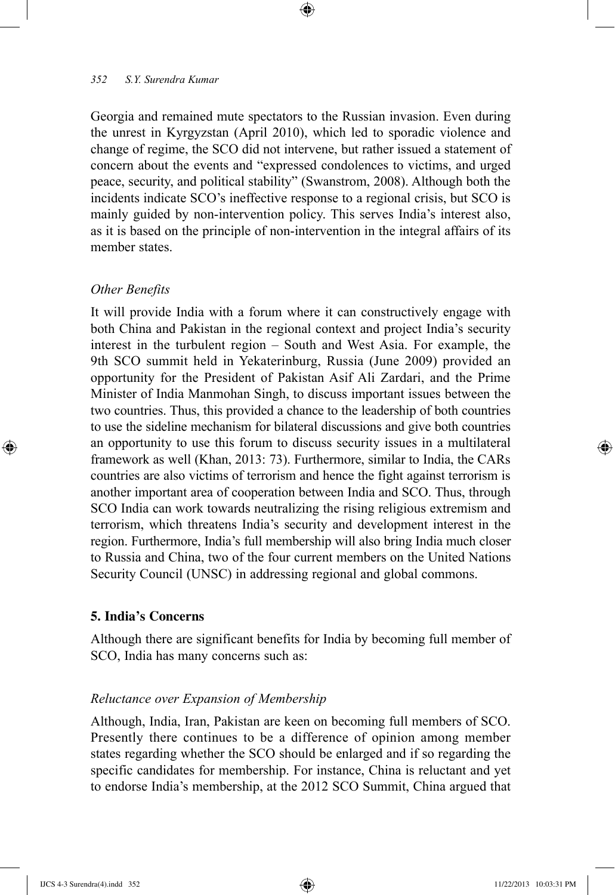Georgia and remained mute spectators to the Russian invasion. Even during the unrest in Kyrgyzstan (April 2010), which led to sporadic violence and change of regime, the SCO did not intervene, but rather issued a statement of concern about the events and "expressed condolences to victims, and urged peace, security, and political stability" (Swanstrom, 2008). Although both the incidents indicate SCO's ineffective response to a regional crisis, but SCO is mainly guided by non-intervention policy. This serves India's interest also, as it is based on the principle of non-intervention in the integral affairs of its member states.

### *Other Benefits*

It will provide India with a forum where it can constructively engage with both China and Pakistan in the regional context and project India's security interest in the turbulent region – South and West Asia. For example, the 9th SCO summit held in Yekaterinburg, Russia (June 2009) provided an opportunity for the President of Pakistan Asif Ali Zardari, and the Prime Minister of India Manmohan Singh, to discuss important issues between the two countries. Thus, this provided a chance to the leadership of both countries to use the sideline mechanism for bilateral discussions and give both countries an opportunity to use this forum to discuss security issues in a multilateral framework as well (Khan, 2013: 73). Furthermore, similar to India, the CARs countries are also victims of terrorism and hence the fight against terrorism is another important area of cooperation between India and SCO. Thus, through SCO India can work towards neutralizing the rising religious extremism and terrorism, which threatens India's security and development interest in the region. Furthermore, India's full membership will also bring India much closer to Russia and China, two of the four current members on the United Nations Security Council (UNSC) in addressing regional and global commons.

## **5. India's Concerns**

Although there are significant benefits for India by becoming full member of SCO, India has many concerns such as:

### *Reluctance over Expansion of Membership*

Although, India, Iran, Pakistan are keen on becoming full members of SCO. Presently there continues to be a difference of opinion among member states regarding whether the SCO should be enlarged and if so regarding the specific candidates for membership. For instance, China is reluctant and yet to endorse India's membership, at the 2012 SCO Summit, China argued that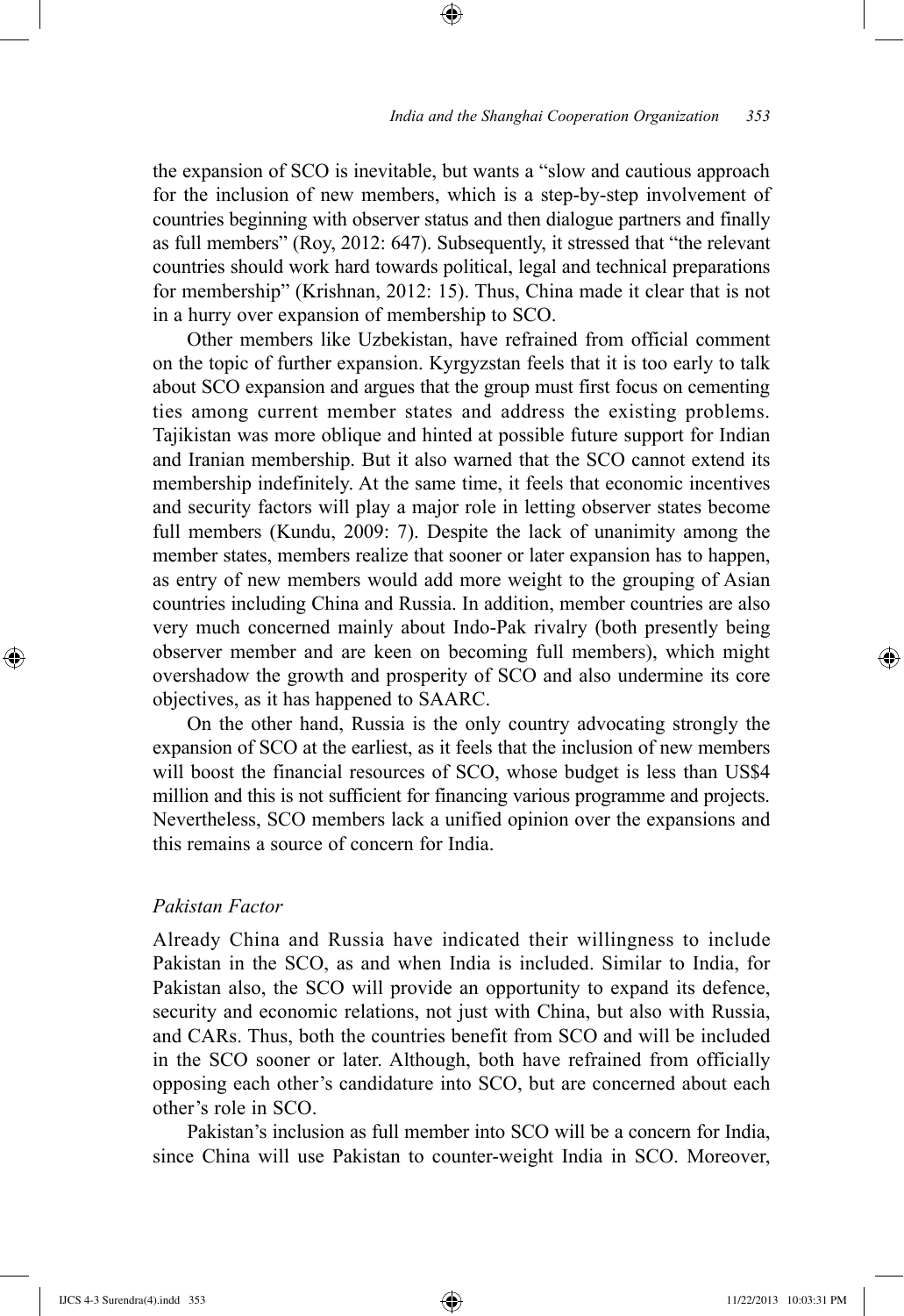the expansion of SCO is inevitable, but wants a "slow and cautious approach for the inclusion of new members, which is a step-by-step involvement of countries beginning with observer status and then dialogue partners and finally as full members" (Roy, 2012: 647). Subsequently, it stressed that "the relevant countries should work hard towards political, legal and technical preparations for membership" (Krishnan, 2012: 15). Thus, China made it clear that is not in a hurry over expansion of membership to SCO.

Other members like Uzbekistan, have refrained from official comment on the topic of further expansion. Kyrgyzstan feels that it is too early to talk about SCO expansion and argues that the group must first focus on cementing ties among current member states and address the existing problems. Tajikistan was more oblique and hinted at possible future support for Indian and Iranian membership. But it also warned that the SCO cannot extend its membership indefinitely. At the same time, it feels that economic incentives and security factors will play a major role in letting observer states become full members (Kundu, 2009: 7). Despite the lack of unanimity among the member states, members realize that sooner or later expansion has to happen, as entry of new members would add more weight to the grouping of Asian countries including China and Russia. In addition, member countries are also very much concerned mainly about Indo-Pak rivalry (both presently being observer member and are keen on becoming full members), which might overshadow the growth and prosperity of SCO and also undermine its core objectives, as it has happened to SAARC.

On the other hand, Russia is the only country advocating strongly the expansion of SCO at the earliest, as it feels that the inclusion of new members will boost the financial resources of SCO, whose budget is less than US$4 million and this is not sufficient for financing various programme and projects. Nevertheless, SCO members lack a unified opinion over the expansions and this remains a source of concern for India.

### *Pakistan Factor*

Already China and Russia have indicated their willingness to include Pakistan in the SCO, as and when India is included. Similar to India, for Pakistan also, the SCO will provide an opportunity to expand its defence, security and economic relations, not just with China, but also with Russia, and CARs. Thus, both the countries benefit from SCO and will be included in the SCO sooner or later. Although, both have refrained from officially opposing each other's candidature into SCO, but are concerned about each other's role in SCO.

Pakistan's inclusion as full member into SCO will be a concern for India, since China will use Pakistan to counter-weight India in SCO. Moreover,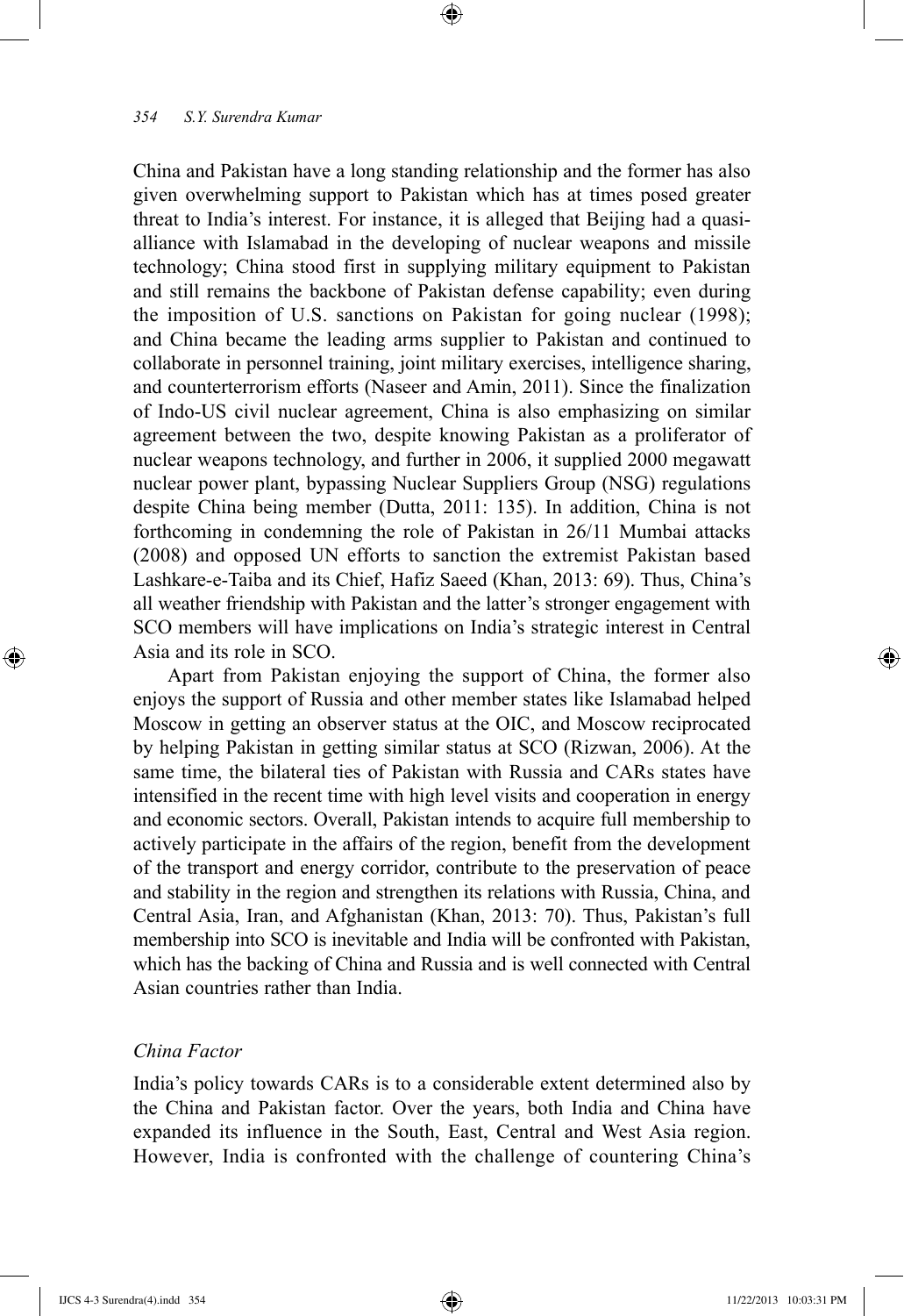China and Pakistan have a long standing relationship and the former has also given overwhelming support to Pakistan which has at times posed greater threat to India's interest. For instance, it is alleged that Beijing had a quasi-alliance with Islamabad in the developing of nuclear weapons and missile technology; China stood first in supplying military equipment to Pakistan and still remains the backbone of Pakistan defense capability; even during the imposition of U.S. sanctions on Pakistan for going nuclear (1998); and China became the leading arms supplier to Pakistan and continued to collaborate in personnel training, joint military exercises, intelligence sharing, and counterterrorism efforts (Naseer and Amin, 2011). Since the finalization of Indo-US civil nuclear agreement, China is also emphasizing on similar agreement between the two, despite knowing Pakistan as a proliferator of nuclear weapons technology, and further in 2006, it supplied 2000 megawatt nuclear power plant, bypassing Nuclear Suppliers Group (NSG) regulations despite China being member (Dutta, 2011: 135). In addition, China is not forthcoming in condemning the role of Pakistan in 26/11 Mumbai attacks (2008) and opposed UN efforts to sanction the extremist Pakistan based Lashkare-e-Taiba and its Chief, Hafiz Saeed (Khan, 2013: 69). Thus, China's all weather friendship with Pakistan and the latter's stronger engagement with SCO members will have implications on India's strategic interest in Central Asia and its role in SCO.

Apart from Pakistan enjoying the support of China, the former also enjoys the support of Russia and other member states like Islamabad helped Moscow in getting an observer status at the OIC, and Moscow reciprocated by helping Pakistan in getting similar status at SCO (Rizwan, 2006). At the same time, the bilateral ties of Pakistan with Russia and CARs states have intensified in the recent time with high level visits and cooperation in energy and economic sectors. Overall, Pakistan intends to acquire full membership to actively participate in the affairs of the region, benefit from the development of the transport and energy corridor, contribute to the preservation of peace and stability in the region and strengthen its relations with Russia, China, and Central Asia, Iran, and Afghanistan (Khan, 2013: 70). Thus, Pakistan's full membership into SCO is inevitable and India will be confronted with Pakistan, which has the backing of China and Russia and is well connected with Central Asian countries rather than India.

### *China Factor*

India's policy towards CARs is to a considerable extent determined also by the China and Pakistan factor. Over the years, both India and China have expanded its influence in the South, East, Central and West Asia region. However, India is confronted with the challenge of countering China's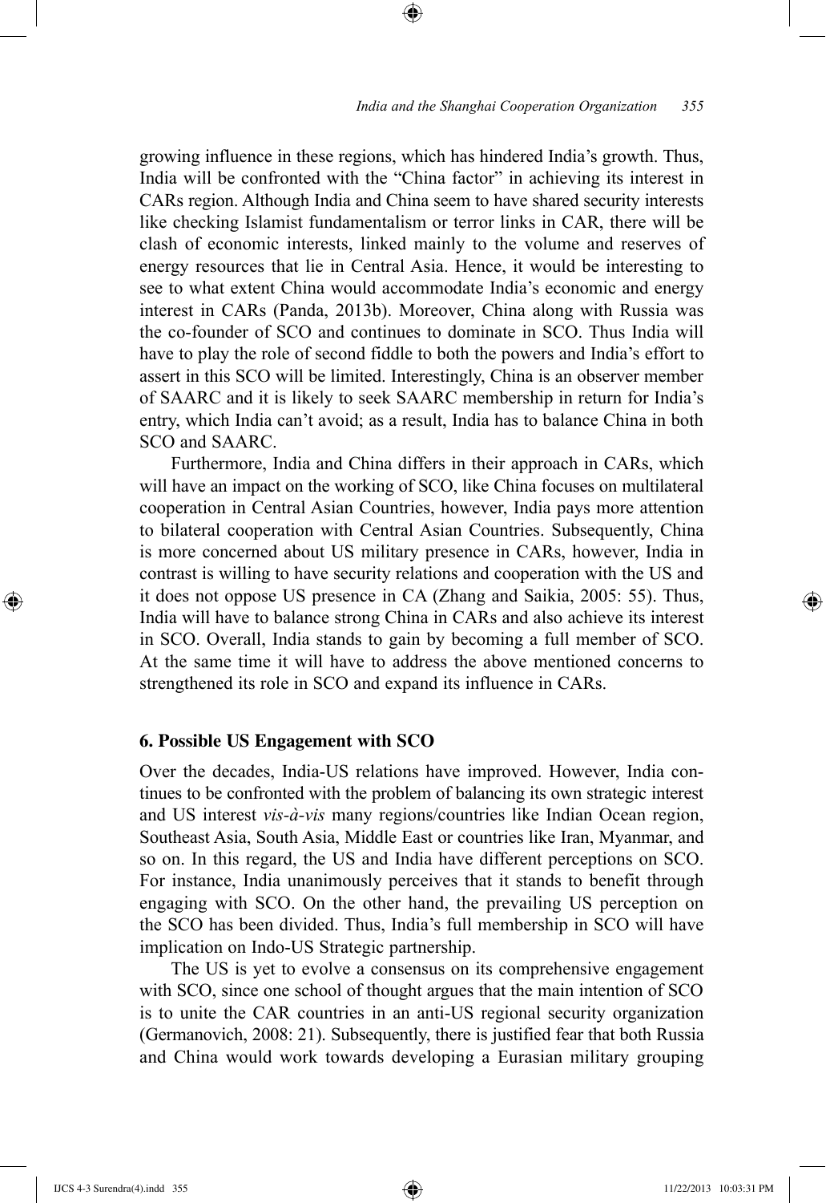growing influence in these regions, which has hindered India's growth. Thus, India will be confronted with the "China factor" in achieving its interest in CARs region. Although India and China seem to have shared security interests like checking Islamist fundamentalism or terror links in CAR, there will be clash of economic interests, linked mainly to the volume and reserves of energy resources that lie in Central Asia. Hence, it would be interesting to see to what extent China would accommodate India's economic and energy interest in CARs (Panda, 2013b). Moreover, China along with Russia was the co-founder of SCO and continues to dominate in SCO. Thus India will have to play the role of second fiddle to both the powers and India's effort to assert in this SCO will be limited. Interestingly, China is an observer member of SAARC and it is likely to seek SAARC membership in return for India's entry, which India can't avoid; as a result, India has to balance China in both SCO and SAARC.

Furthermore, India and China differs in their approach in CARs, which will have an impact on the working of SCO, like China focuses on multilateral cooperation in Central Asian Countries, however, India pays more attention to bilateral cooperation with Central Asian Countries. Subsequently, China is more concerned about US military presence in CARs, however, India in contrast is willing to have security relations and cooperation with the US and it does not oppose US presence in CA (Zhang and Saikia, 2005: 55). Thus, India will have to balance strong China in CARs and also achieve its interest in SCO. Overall, India stands to gain by becoming a full member of SCO. At the same time it will have to address the above mentioned concerns to strengthened its role in SCO and expand its influence in CARs.

## 6. Possible US Engagement with SCO

Over the decades, India-US relations have improved. However, India continues to be confronted with the problem of balancing its own strategic interest and US interest *vis-à-vis* many regions/countries like Indian Ocean region, Southeast Asia, South Asia, Middle East or countries like Iran, Myanmar, and so on. In this regard, the US and India have different perceptions on SCO. For instance, India unanimously perceives that it stands to benefit through engaging with SCO. On the other hand, the prevailing US perception on the SCO has been divided. Thus, India's full membership in SCO will have implication on Indo-US Strategic partnership.

The US is yet to evolve a consensus on its comprehensive engagement with SCO, since one school of thought argues that the main intention of SCO is to unite the CAR countries in an anti-US regional security organization (Germanovich, 2008: 21). Subsequently, there is justified fear that both Russia and China would work towards developing a Eurasian military grouping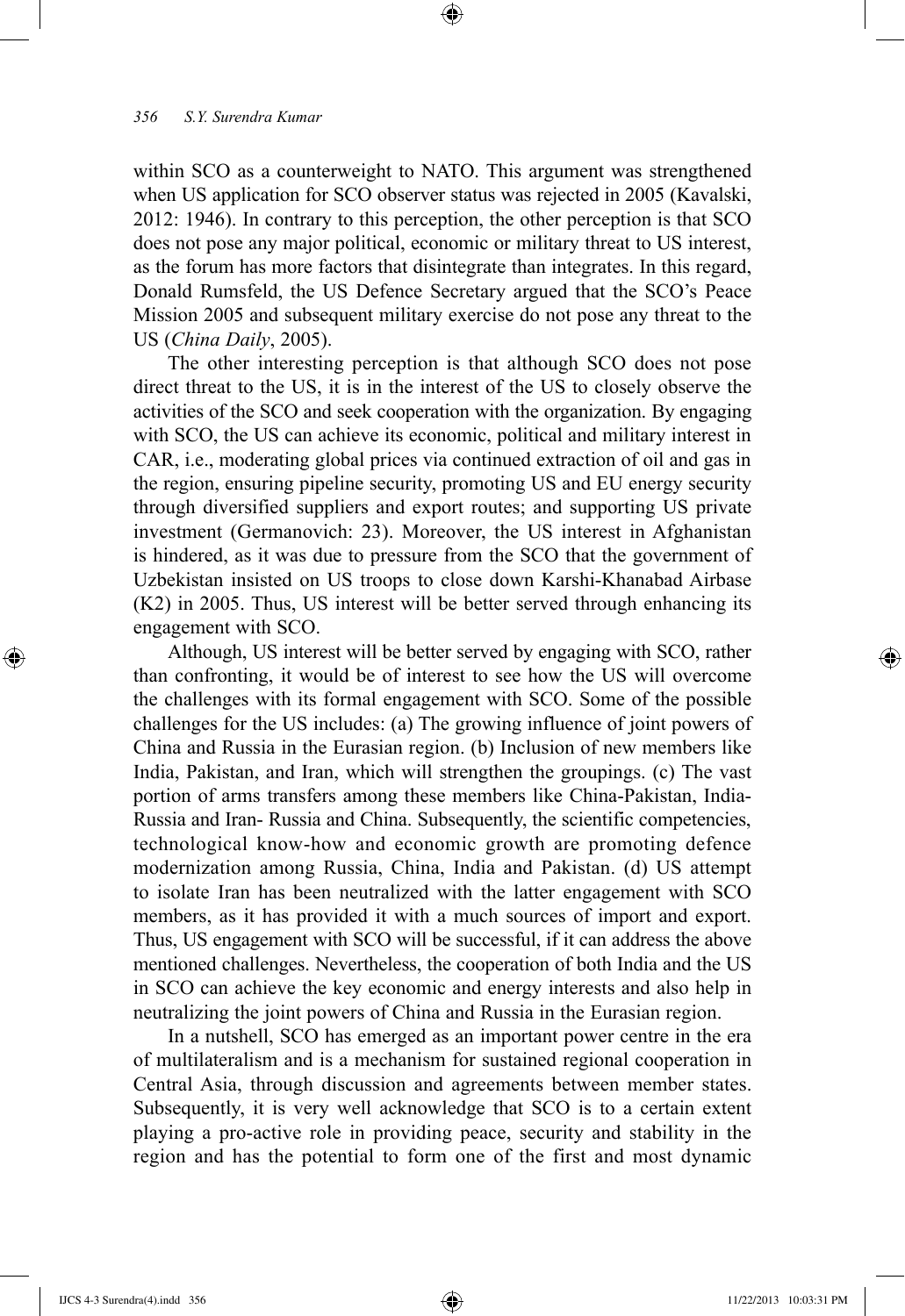within SCO as a counterweight to NATO. This argument was strengthened when US application for SCO observer status was rejected in 2005 (Kavalski, 2012: 1946). In contrary to this perception, the other perception is that SCO does not pose any major political, economic or military threat to US interest, as the forum has more factors that disintegrate than integrates. In this regard, Donald Rumsfeld, the US Defence Secretary argued that the SCO's Peace Mission 2005 and subsequent military exercise do not pose any threat to the US (*China Daily*, 2005).

The other interesting perception is that although SCO does not pose direct threat to the US, it is in the interest of the US to closely observe the activities of the SCO and seek cooperation with the organization. By engaging with SCO, the US can achieve its economic, political and military interest in CAR, i.e., moderating global prices via continued extraction of oil and gas in the region, ensuring pipeline security, promoting US and EU energy security through diversified suppliers and export routes; and supporting US private investment (Germanovich: 23). Moreover, the US interest in Afghanistan is hindered, as it was due to pressure from the SCO that the government of Uzbekistan insisted on US troops to close down Karshi-Khanabad Airbase (K2) in 2005. Thus, US interest will be better served through enhancing its engagement with SCO.

Although, US interest will be better served by engaging with SCO, rather than confronting, it would be of interest to see how the US will overcome the challenges with its formal engagement with SCO. Some of the possible challenges for the US includes: (a) The growing influence of joint powers of China and Russia in the Eurasian region. (b) Inclusion of new members like India, Pakistan, and Iran, which will strengthen the groupings. (c) The vast portion of arms transfers among these members like China-Pakistan, India-Russia and Iran- Russia and China. Subsequently, the scientific competencies, technological know-how and economic growth are promoting defence modernization among Russia, China, India and Pakistan. (d) US attempt to isolate Iran has been neutralized with the latter engagement with SCO members, as it has provided it with a much sources of import and export. Thus, US engagement with SCO will be successful, if it can address the above mentioned challenges. Nevertheless, the cooperation of both India and the US in SCO can achieve the key economic and energy interests and also help in neutralizing the joint powers of China and Russia in the Eurasian region.

In a nutshell, SCO has emerged as an important power centre in the era of multilateralism and is a mechanism for sustained regional cooperation in Central Asia, through discussion and agreements between member states. Subsequently, it is very well acknowledge that SCO is to a certain extent playing a pro-active role in providing peace, security and stability in the region and has the potential to form one of the first and most dynamic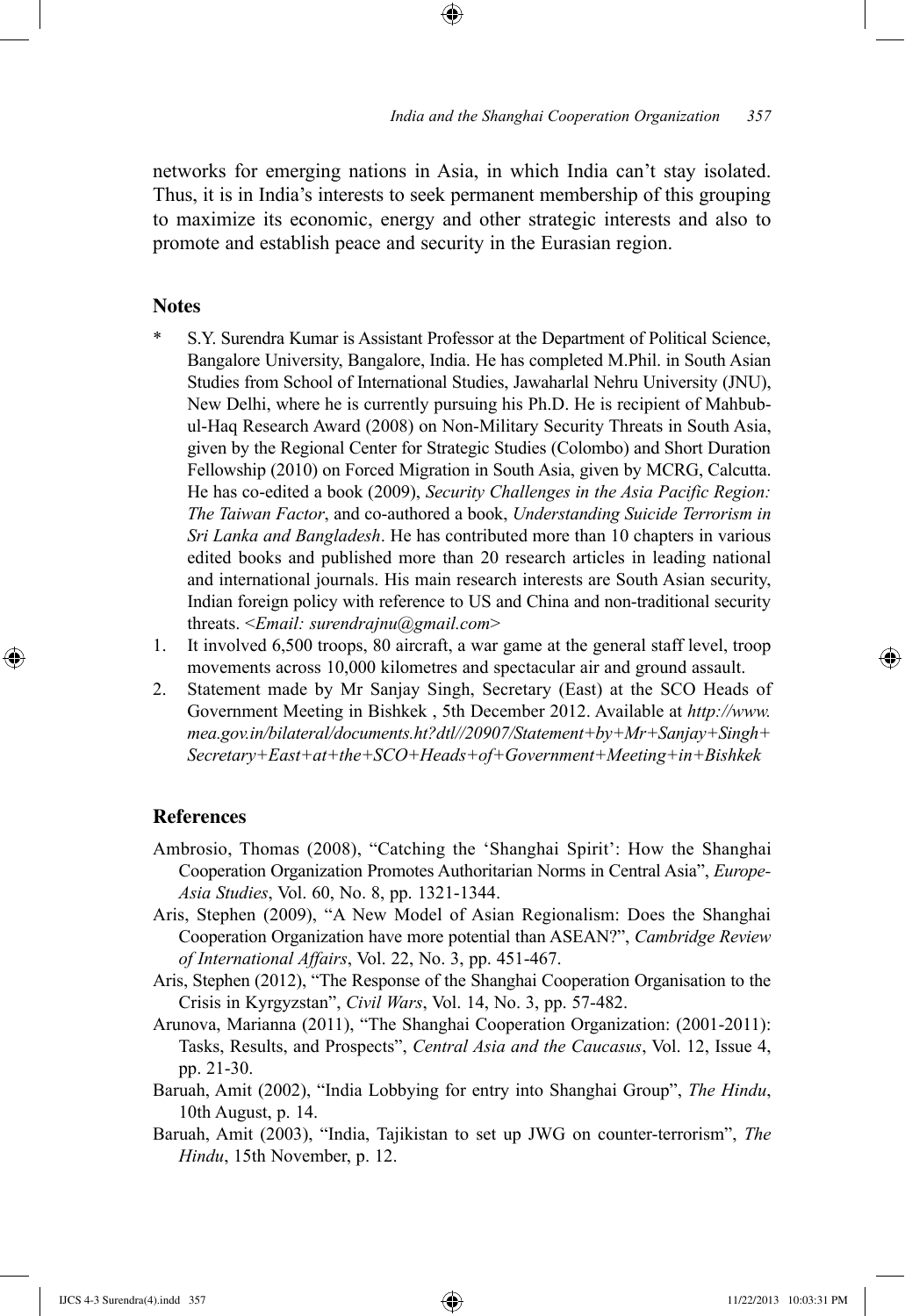networks for emerging nations in Asia, in which India can't stay isolated. Thus, it is in India's interests to seek permanent membership of this grouping to maximize its economic, energy and other strategic interests and also to promote and establish peace and security in the Eurasian region.

## Notes

\* S.Y. Surendra Kumar is Assistant Professor at the Department of Political Science, Bangalore University, Bangalore, India. He has completed M.Phil. in South Asian Studies from School of International Studies, Jawaharlal Nehru University (JNU), New Delhi, where he is currently pursuing his Ph.D. He is recipient of Mahbub-ul-Haq Research Award (2008) on Non-Military Security Threats in South Asia, given by the Regional Center for Strategic Studies (Colombo) and Short Duration Fellowship (2010) on Forced Migration in South Asia, given by MCRG, Calcutta. He has co-edited a book (2009), *Security Challenges in the Asia Pacific Region: The Taiwan Factor*, and co-authored a book, *Understanding Suicide Terrorism in Sri Lanka and Bangladesh*. He has contributed more than 10 chapters in various edited books and published more than 20 research articles in leading national and international journals. His main research interests are South Asian security, Indian foreign policy with reference to US and China and non-traditional security threats. <*Email: surendrajnu@gmail.com*>

1. It involved 6,500 troops, 80 aircraft, a war game at the general staff level, troop movements across 10,000 kilometres and spectacular air and ground assault.
2. Statement made by Mr Sanjay Singh, Secretary (East) at the SCO Heads of Government Meeting in Bishkek , 5th December 2012. Available at *http://www.mea.gov.in/bilateral/documents.ht?dtl//20907/Statement+by+Mr+Sanjay+Singh+Secretary+East+at+the+SCO+Heads+of+Government+Meeting+in+Bishkek*

## References

Ambrosio, Thomas (2008), "Catching the 'Shanghai Spirit': How the Shanghai Cooperation Organization Promotes Authoritarian Norms in Central Asia", *Europe-Asia Studies*, Vol. 60, No. 8, pp. 1321-1344.

Aris, Stephen (2009), "A New Model of Asian Regionalism: Does the Shanghai Cooperation Organization have more potential than ASEAN?", *Cambridge Review of International Affairs*, Vol. 22, No. 3, pp. 451-467.

Aris, Stephen (2012), "The Response of the Shanghai Cooperation Organisation to the Crisis in Kyrgyzstan", *Civil Wars*, Vol. 14, No. 3, pp. 57-482.

Arunova, Marianna (2011), "The Shanghai Cooperation Organization: (2001-2011): Tasks, Results, and Prospects", *Central Asia and the Caucasus*, Vol. 12, Issue 4, pp. 21-30.

Baruah, Amit (2002), "India Lobbying for entry into Shanghai Group", *The Hindu*, 10th August, p. 14.

Baruah, Amit (2003), "India, Tajikistan to set up JWG on counter-terrorism", *The Hindu*, 15th November, p. 12.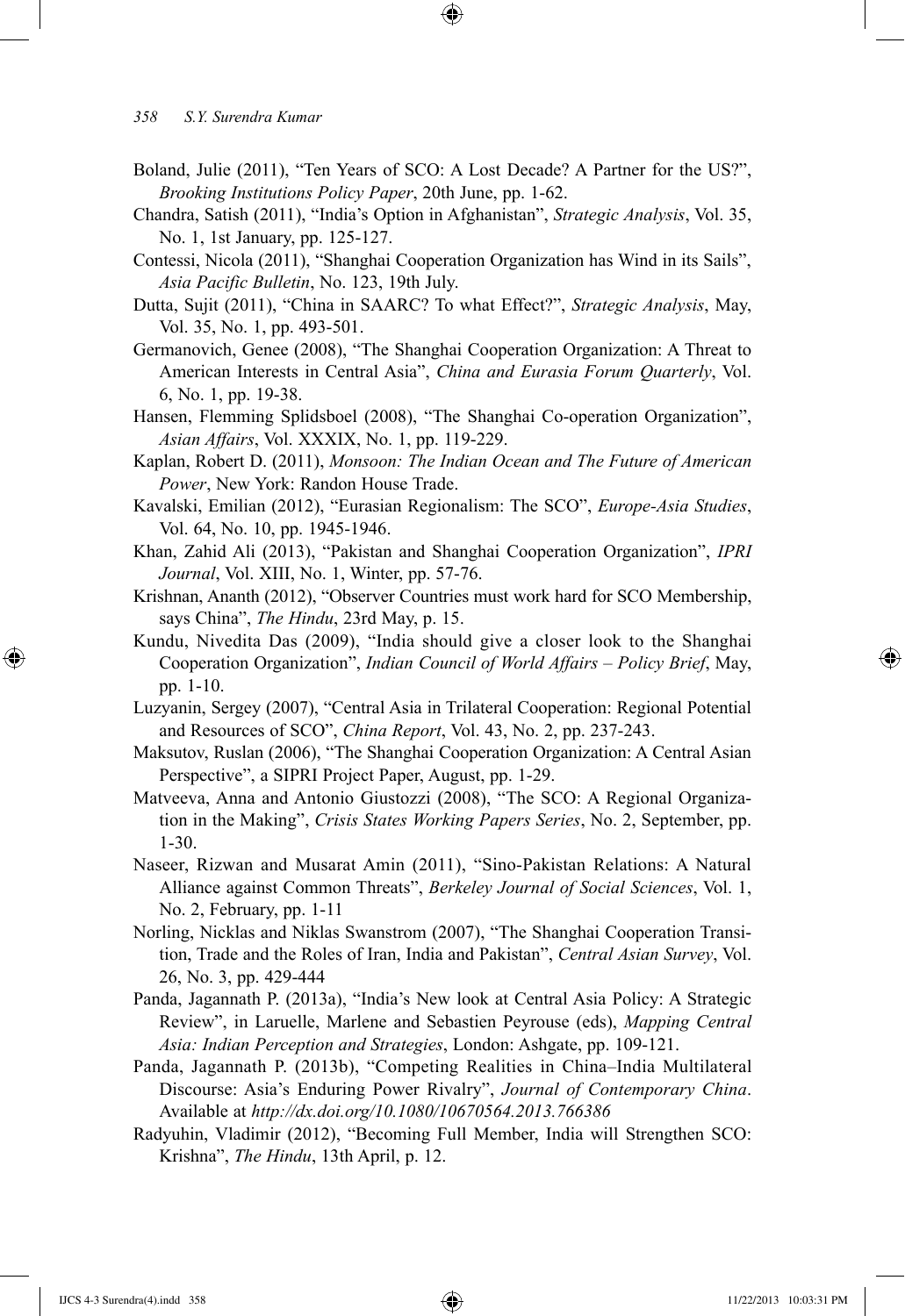Boland, Julie (2011), "Ten Years of SCO: A Lost Decade? A Partner for the US?", *Brooking Institutions Policy Paper*, 20th June, pp. 1-62.

Chandra, Satish (2011), "India's Option in Afghanistan", *Strategic Analysis*, Vol. 35, No. 1, 1st January, pp. 125-127.

Contessi, Nicola (2011), "Shanghai Cooperation Organization has Wind in its Sails", *Asia Pacific Bulletin*, No. 123, 19th July.

Dutta, Sujit (2011), "China in SAARC? To what Effect?", *Strategic Analysis*, May, Vol. 35, No. 1, pp. 493-501.

Germanovich, Genee (2008), "The Shanghai Cooperation Organization: A Threat to American Interests in Central Asia", *China and Eurasia Forum Quarterly*, Vol. 6, No. 1, pp. 19-38.

Hansen, Flemming Splidsboel (2008), "The Shanghai Co-operation Organization", *Asian Affairs*, Vol. XXXIX, No. 1, pp. 119-229.

Kaplan, Robert D. (2011), *Monsoon: The Indian Ocean and The Future of American Power*, New York: Randon House Trade.

Kavalski, Emilian (2012), "Eurasian Regionalism: The SCO", *Europe-Asia Studies*, Vol. 64, No. 10, pp. 1945-1946.

Khan, Zahid Ali (2013), "Pakistan and Shanghai Cooperation Organization", *IPRI Journal*, Vol. XIII, No. 1, Winter, pp. 57-76.

Krishnan, Ananth (2012), "Observer Countries must work hard for SCO Membership, says China", *The Hindu*, 23rd May, p. 15.

Kundu, Nivedita Das (2009), "India should give a closer look to the Shanghai Cooperation Organization", *Indian Council of World Affairs – Policy Brief*, May, pp. 1-10.

Luzyanin, Sergey (2007), "Central Asia in Trilateral Cooperation: Regional Potential and Resources of SCO", *China Report*, Vol. 43, No. 2, pp. 237-243.

Maksutov, Ruslan (2006), "The Shanghai Cooperation Organization: A Central Asian Perspective", a SIPRI Project Paper, August, pp. 1-29.

Matveeva, Anna and Antonio Giustozzi (2008), "The SCO: A Regional Organization in the Making", *Crisis States Working Papers Series*, No. 2, September, pp. 1-30.

Naseer, Rizwan and Musarat Amin (2011), "Sino-Pakistan Relations: A Natural Alliance against Common Threats", *Berkeley Journal of Social Sciences*, Vol. 1, No. 2, February, pp. 1-11

Norling, Nicklas and Niklas Swanstrom (2007), "The Shanghai Cooperation Transition, Trade and the Roles of Iran, India and Pakistan", *Central Asian Survey*, Vol. 26, No. 3, pp. 429-444

Panda, Jagannath P. (2013a), "India's New look at Central Asia Policy: A Strategic Review", in Laruelle, Marlene and Sebastien Peyrouse (eds), *Mapping Central Asia: Indian Perception and Strategies*, London: Ashgate, pp. 109-121.

Panda, Jagannath P. (2013b), "Competing Realities in China–India Multilateral Discourse: Asia's Enduring Power Rivalry", *Journal of Contemporary China*. Available at *http://dx.doi.org/10.1080/10670564.2013.766386*

Radyuhin, Vladimir (2012), "Becoming Full Member, India will Strengthen SCO: Krishna", *The Hindu*, 13th April, p. 12.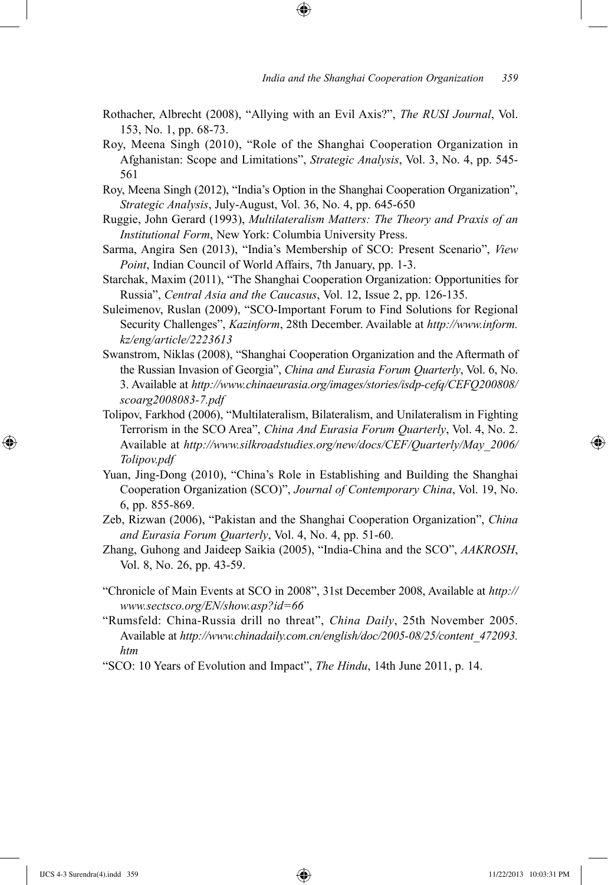Rothacher, Albrecht (2008), "Allying with an Evil Axis?", *The RUSI Journal*, Vol. 153, No. 1, pp. 68-73.

Roy, Meena Singh (2010), "Role of the Shanghai Cooperation Organization in Afghanistan: Scope and Limitations", *Strategic Analysis*, Vol. 3, No. 4, pp. 545-561

Roy, Meena Singh (2012), "India's Option in the Shanghai Cooperation Organization", *Strategic Analysis*, July-August, Vol. 36, No. 4, pp. 645-650

Ruggie, John Gerard (1993), *Multilateralism Matters: The Theory and Praxis of an Institutional Form*, New York: Columbia University Press.

Sarma, Angira Sen (2013), "India's Membership of SCO: Present Scenario", *View Point*, Indian Council of World Affairs, 7th January, pp. 1-3.

Starchak, Maxim (2011), "The Shanghai Cooperation Organization: Opportunities for Russia", *Central Asia and the Caucasus*, Vol. 12, Issue 2, pp. 126-135.

Suleimenov, Ruslan (2009), "SCO-Important Forum to Find Solutions for Regional Security Challenges", *Kazinform*, 28th December. Available at *http://www.inform.kz/eng/article/2223613*

Swanstrom, Niklas (2008), "Shanghai Cooperation Organization and the Aftermath of the Russian Invasion of Georgia", *China and Eurasia Forum Quarterly*, Vol. 6, No. 3. Available at *http://www.chinaeurasia.org/images/stories/isdp-cefq/CEFQ200808/scoarg2008083-7.pdf*

Tolipov, Farkhod (2006), "Multilateralism, Bilateralism, and Unilateralism in Fighting Terrorism in the SCO Area", *China And Eurasia Forum Quarterly*, Vol. 4, No. 2. Available at *http://www.silkroadstudies.org/new/docs/CEF/Quarterly/May_2006/Tolipov.pdf*

Yuan, Jing-Dong (2010), "China's Role in Establishing and Building the Shanghai Cooperation Organization (SCO)", *Journal of Contemporary China*, Vol. 19, No. 6, pp. 855-869.

Zeb, Rizwan (2006), "Pakistan and the Shanghai Cooperation Organization", *China and Eurasia Forum Quarterly*, Vol. 4, No. 4, pp. 51-60.

Zhang, Guhong and Jaideep Saikia (2005), "India-China and the SCO", *AAKROSH*, Vol. 8, No. 26, pp. 43-59.

"Chronicle of Main Events at SCO in 2008", 31st December 2008, Available at *http://www.sectsco.org/EN/show.asp?id=66*

"Rumsfeld: China-Russia drill no threat", *China Daily*, 25th November 2005. Available at *http://www.chinadaily.com.cn/english/doc/2005-08/25/content_472093.htm*

"SCO: 10 Years of Evolution and Impact", *The Hindu*, 14th June 2011, p. 14.